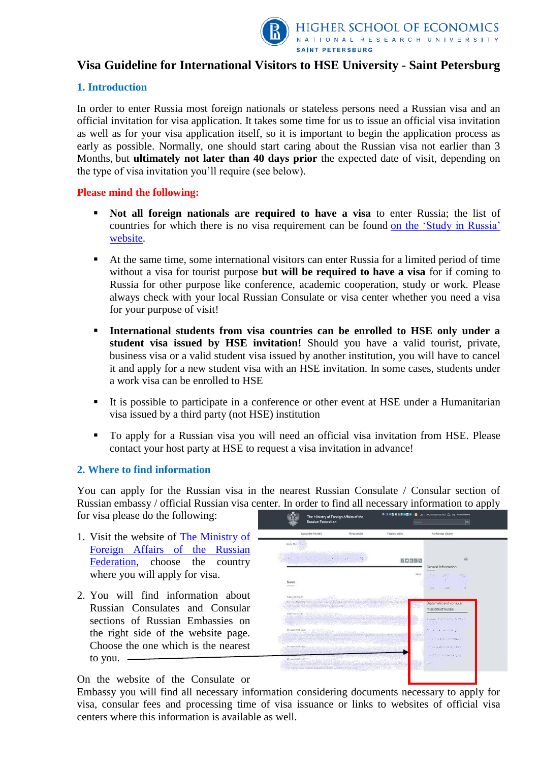# Visa Guideline for International Visitors to HSE University - Saint Petersburg

## 1. Introduction

In order to enter Russia most foreign nationals or stateless persons need a Russian visa and an official invitation for visa application. It takes some time for us to issue an official visa invitation as well as for your visa application itself, so it is important to begin the application process as early as possible. Normally, one should start caring about the Russian visa not earlier than 3 Months, but **ultimately not later than 40 days prior** the expected date of visit, depending on the type of visa invitation you'll require (see below).

**Please mind the following:**

- **Not all foreign nationals are required to have a visa** to enter Russia; the list of countries for which there is no visa requirement can be found on the 'Study in Russia' website.
- At the same time, some international visitors can enter Russia for a limited period of time without a visa for tourist purpose **but will be required to have a visa** for if coming to Russia for other purpose like conference, academic cooperation, study or work. Please always check with your local Russian Consulate or visa center whether you need a visa for your purpose of visit!
- **International students from visa countries can be enrolled to HSE only under a student visa issued by HSE invitation!** Should you have a valid tourist, private, business visa or a valid student visa issued by another institution, you will have to cancel it and apply for a new student visa with an HSE invitation. In some cases, students under a work visa can be enrolled to HSE
- It is possible to participate in a conference or other event at HSE under a Humanitarian visa issued by a third party (not HSE) institution
- To apply for a Russian visa you will need an official visa invitation from HSE. Please contact your host party at HSE to request a visa invitation in advance!

## 2. Where to find information

You can apply for the Russian visa in the nearest Russian Consulate / Consular section of Russian embassy / official Russian visa center. In order to find all necessary information to apply for visa please do the following:

1. Visit the website of The Ministry of Foreign Affairs of the Russian Federation, choose the country where you will apply for visa.
2. You will find information about Russian Consulates and Consular sections of Russian Embassies on the right side of the website page. Choose the one which is the nearest to you.

On the website of the Consulate or Embassy you will find all necessary information considering documents necessary to apply for visa, consular fees and processing time of visa issuance or links to websites of official visa centers where this information is available as well.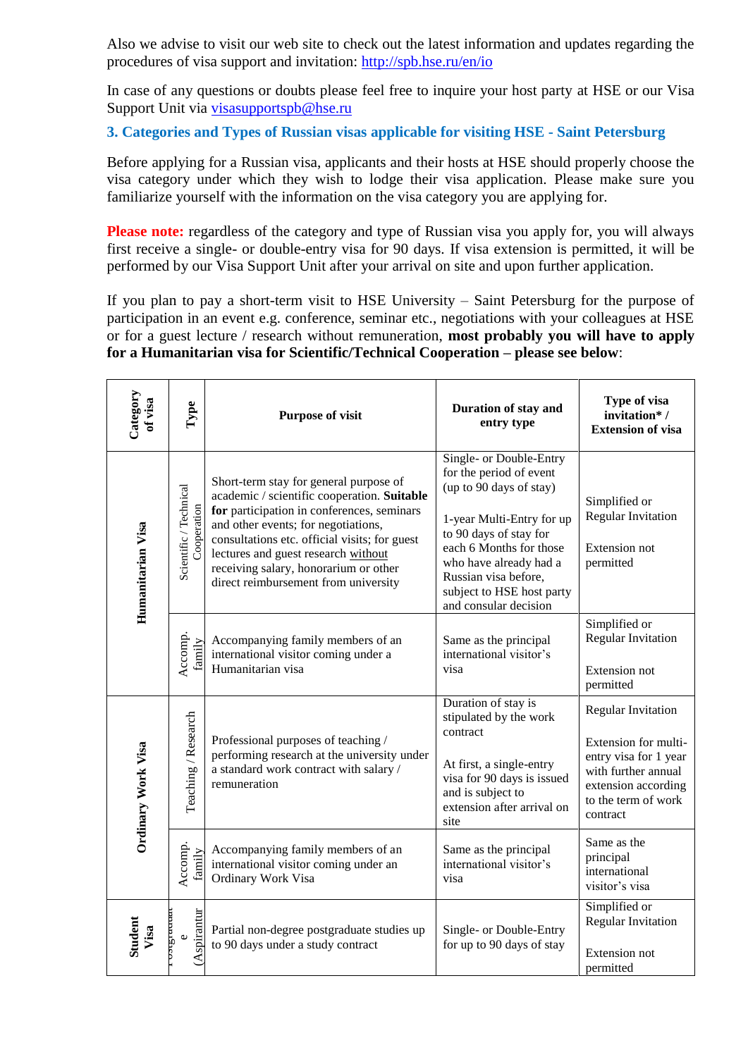Also we advise to visit our web site to check out the latest information and updates regarding the procedures of visa support and invitation: http://spb.hse.ru/en/io

In case of any questions or doubts please feel free to inquire your host party at HSE or our Visa Support Unit via visasupportspb@hse.ru

### 3. Categories and Types of Russian visas applicable for visiting HSE - Saint Petersburg

Before applying for a Russian visa, applicants and their hosts at HSE should properly choose the visa category under which they wish to lodge their visa application. Please make sure you familiarize yourself with the information on the visa category you are applying for.

**Please note:** regardless of the category and type of Russian visa you apply for, you will always first receive a single- or double-entry visa for 90 days. If visa extension is permitted, it will be performed by our Visa Support Unit after your arrival on site and upon further application.

If you plan to pay a short-term visit to HSE University – Saint Petersburg for the purpose of participation in an event e.g. conference, seminar etc., negotiations with your colleagues at HSE or for a guest lecture / research without remuneration, **most probably you will have to apply for a Humanitarian visa for Scientific/Technical Cooperation – please see below**:

| Category of visa | Type | Purpose of visit | Duration of stay and entry type | Type of visa invitation* / Extension of visa |
|---|---|---|---|---|
| Humanitarian Visa | Scientific / Technical Cooperation | Short-term stay for general purpose of academic / scientific cooperation. **Suitable for** participation in conferences, seminars and other events; for negotiations, consultations etc. official visits; for guest lectures and guest research without receiving salary, honorarium or other direct reimbursement from university | Single- or Double-Entry for the period of event (up to 90 days of stay)<br><br>1-year Multi-Entry for up to 90 days of stay for each 6 Months for those who have already had a Russian visa before, subject to HSE host party and consular decision | Simplified or Regular Invitation<br><br>Extension not permitted |
| | Accomp. family | Accompanying family members of an international visitor coming under a Humanitarian visa | Same as the principal international visitor's visa | Simplified or Regular Invitation<br><br>Extension not permitted |
| Ordinary Work Visa | Teaching / Research | Professional purposes of teaching / performing research at the university under a standard work contract with salary / remuneration | Duration of stay is stipulated by the work contract<br><br>At first, a single-entry visa for 90 days is issued and is subject to extension after arrival on site | Regular Invitation<br><br>Extension for multi-entry visa for 1 year with further annual extension according to the term of work contract |
| | Accomp. family | Accompanying family members of an international visitor coming under an Ordinary Work Visa | Same as the principal international visitor's visa | Same as the principal international visitor's visa |
| Student Visa | Postgraduate (Aspirantur | Partial non-degree postgraduate studies up to 90 days under a study contract | Single- or Double-Entry for up to 90 days of stay | Simplified or Regular Invitation<br><br>Extension not permitted |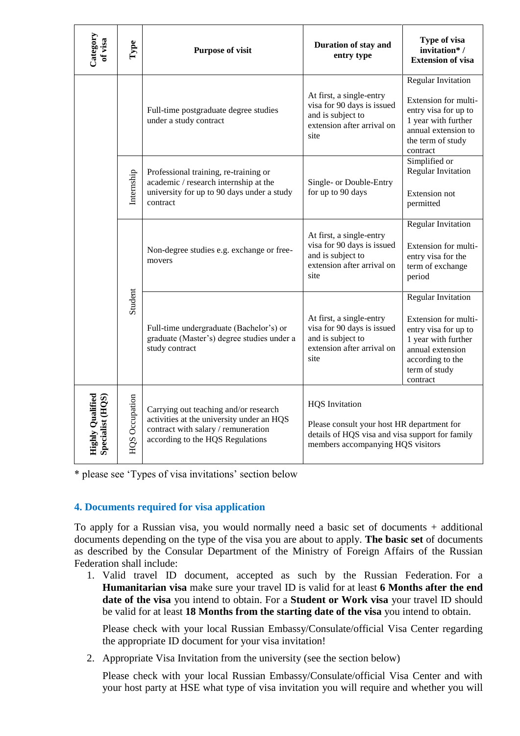| Category of visa | Type | Purpose of visit | Duration of stay and entry type | Type of visa invitation* / Extension of visa |
|---|---|---|---|---|
| | | Full-time postgraduate degree studies under a study contract | At first, a single-entry visa for 90 days is issued and is subject to extension after arrival on site | Regular Invitation<br><br>Extension for multi-entry visa for up to 1 year with further annual extension to the term of study contract |
| | Internship | Professional training, re-training or academic / research internship at the university for up to 90 days under a study contract | Single- or Double-Entry for up to 90 days | Simplified or Regular Invitation<br><br>Extension not permitted |
| | Student | Non-degree studies e.g. exchange or free-movers | At first, a single-entry visa for 90 days is issued and is subject to extension after arrival on site | Regular Invitation<br><br>Extension for multi-entry visa for the term of exchange period |
| | Student | Full-time undergraduate (Bachelor's) or graduate (Master's) degree studies under a study contract | At first, a single-entry visa for 90 days is issued and is subject to extension after arrival on site | Regular Invitation<br><br>Extension for multi-entry visa for up to 1 year with further annual extension according to the term of study contract |
| Highly Qualified Specialist (HQS) | HQS Occupation | Carrying out teaching and/or research activities at the university under an HQS contract with salary / remuneration according to the HQS Regulations | HQS Invitation<br><br>Please consult your host HR department for details of HQS visa and visa support for family members accompanying HQS visitors | |

\* please see 'Types of visa invitations' section below

## 4. Documents required for visa application

To apply for a Russian visa, you would normally need a basic set of documents + additional documents depending on the type of the visa you are about to apply. **The basic set** of documents as described by the Consular Department of the Ministry of Foreign Affairs of the Russian Federation shall include:

1. Valid travel ID document, accepted as such by the Russian Federation. For a **Humanitarian visa** make sure your travel ID is valid for at least **6 Months after the end date of the visa** you intend to obtain. For a **Student or Work visa** your travel ID should be valid for at least **18 Months from the starting date of the visa** you intend to obtain.

   Please check with your local Russian Embassy/Consulate/official Visa Center regarding the appropriate ID document for your visa invitation!

2. Appropriate Visa Invitation from the university (see the section below)

   Please check with your local Russian Embassy/Consulate/official Visa Center and with your host party at HSE what type of visa invitation you will require and whether you will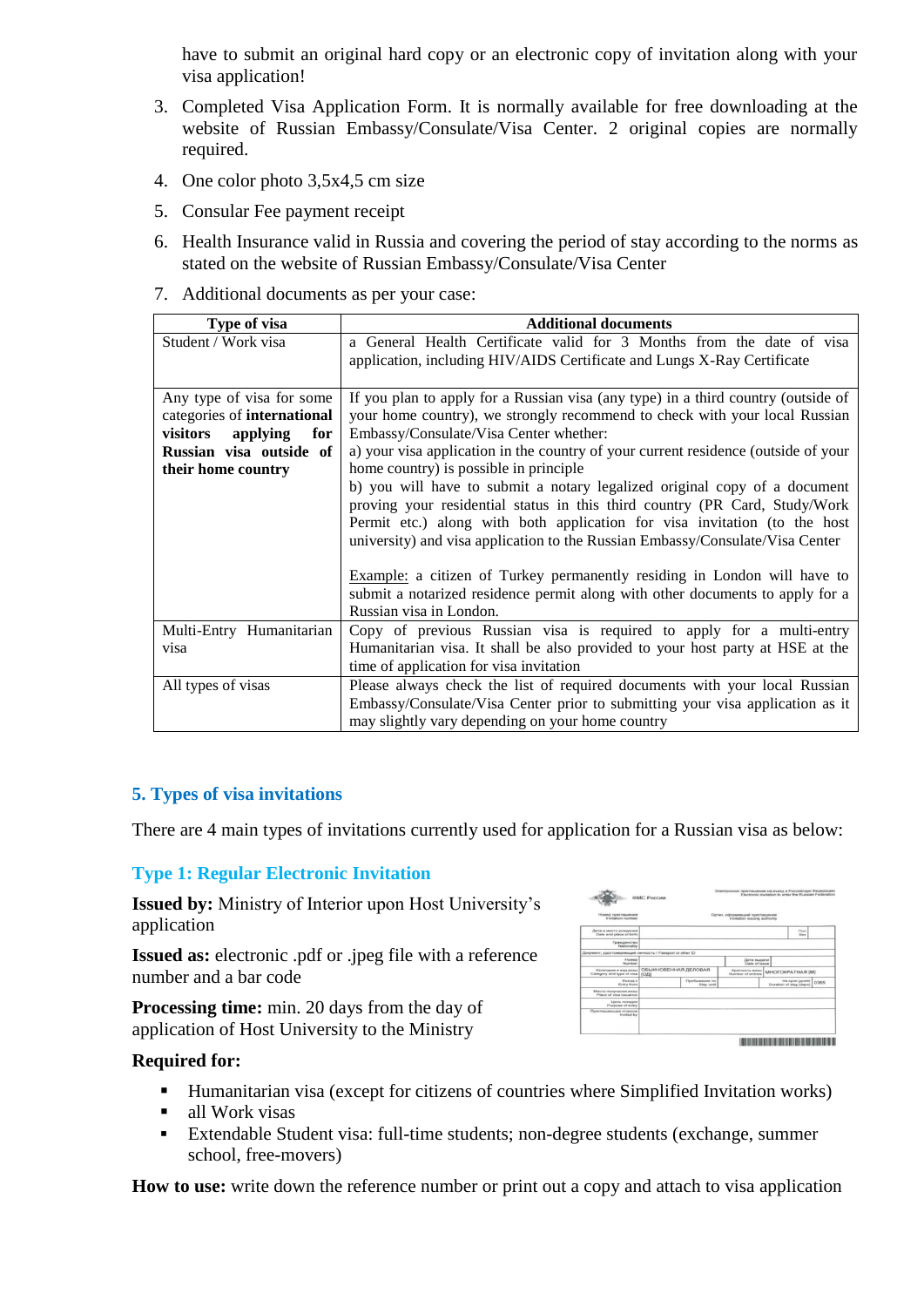have to submit an original hard copy or an electronic copy of invitation along with your visa application!

3. Completed Visa Application Form. It is normally available for free downloading at the website of Russian Embassy/Consulate/Visa Center. 2 original copies are normally required.
4. One color photo 3,5x4,5 cm size
5. Consular Fee payment receipt
6. Health Insurance valid in Russia and covering the period of stay according to the norms as stated on the website of Russian Embassy/Consulate/Visa Center
7. Additional documents as per your case:

| Type of visa | Additional documents |
|---|---|
| Student / Work visa | a General Health Certificate valid for 3 Months from the date of visa application, including HIV/AIDS Certificate and Lungs X-Ray Certificate |
| Any type of visa for some categories of **international visitors applying for Russian visa outside of their home country** | If you plan to apply for a Russian visa (any type) in a third country (outside of your home country), we strongly recommend to check with your local Russian Embassy/Consulate/Visa Center whether:<br>a) your visa application in the country of your current residence (outside of your home country) is possible in principle<br>b) you will have to submit a notary legalized original copy of a document proving your residential status in this third country (PR Card, Study/Work Permit etc.) along with both application for visa invitation (to the host university) and visa application to the Russian Embassy/Consulate/Visa Center<br><br>Example: a citizen of Turkey permanently residing in London will have to submit a notarized residence permit along with other documents to apply for a Russian visa in London. |
| Multi-Entry Humanitarian visa | Copy of previous Russian visa is required to apply for a multi-entry Humanitarian visa. It shall be also provided to your host party at HSE at the time of application for visa invitation |
| All types of visas | Please always check the list of required documents with your local Russian Embassy/Consulate/Visa Center prior to submitting your visa application as it may slightly vary depending on your home country |

## 5. Types of visa invitations

There are 4 main types of invitations currently used for application for a Russian visa as below:

### Type 1: Regular Electronic Invitation

**Issued by:** Ministry of Interior upon Host University's application

**Issued as:** electronic .pdf or .jpeg file with a reference number and a bar code

**Processing time:** min. 20 days from the day of application of Host University to the Ministry

**Required for:**

- Humanitarian visa (except for citizens of countries where Simplified Invitation works)
- all Work visas
- Extendable Student visa: full-time students; non-degree students (exchange, summer school, free-movers)

**How to use:** write down the reference number or print out a copy and attach to visa application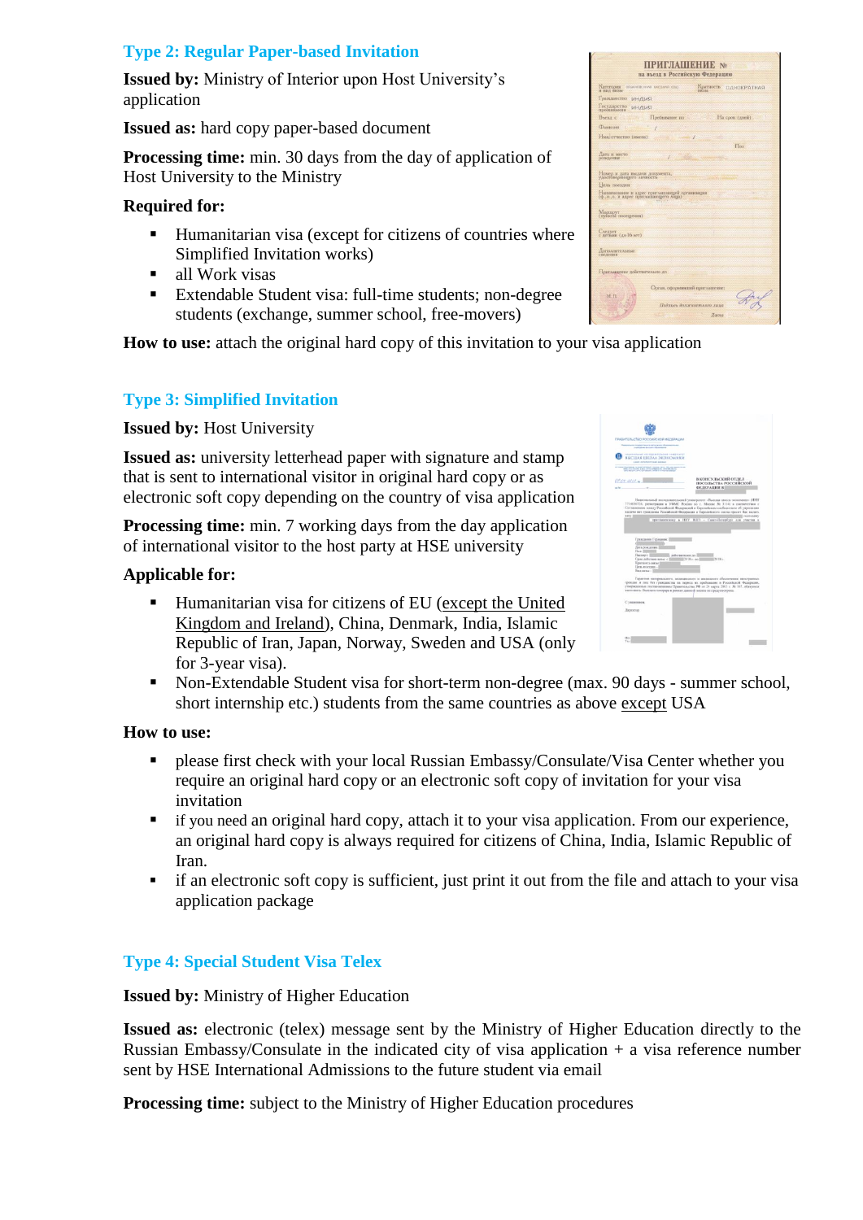### Type 2: Regular Paper-based Invitation

**Issued by:** Ministry of Interior upon Host University's application

**Issued as:** hard copy paper-based document

**Processing time:** min. 30 days from the day of application of Host University to the Ministry

**Required for:**

- Humanitarian visa (except for citizens of countries where Simplified Invitation works)
- all Work visas
- Extendable Student visa: full-time students; non-degree students (exchange, summer school, free-movers)

**How to use:** attach the original hard copy of this invitation to your visa application

### Type 3: Simplified Invitation

**Issued by:** Host University

**Issued as:** university letterhead paper with signature and stamp that is sent to international visitor in original hard copy or as electronic soft copy depending on the country of visa application

**Processing time:** min. 7 working days from the day application of international visitor to the host party at HSE university

**Applicable for:**

- Humanitarian visa for citizens of EU (except the United Kingdom and Ireland), China, Denmark, India, Islamic Republic of Iran, Japan, Norway, Sweden and USA (only for 3-year visa).
- Non-Extendable Student visa for short-term non-degree (max. 90 days - summer school, short internship etc.) students from the same countries as above except USA

**How to use:**

- please first check with your local Russian Embassy/Consulate/Visa Center whether you require an original hard copy or an electronic soft copy of invitation for your visa invitation
- if you need an original hard copy, attach it to your visa application. From our experience, an original hard copy is always required for citizens of China, India, Islamic Republic of Iran.
- if an electronic soft copy is sufficient, just print it out from the file and attach to your visa application package

### Type 4: Special Student Visa Telex

**Issued by:** Ministry of Higher Education

**Issued as:** electronic (telex) message sent by the Ministry of Higher Education directly to the Russian Embassy/Consulate in the indicated city of visa application + a visa reference number sent by HSE International Admissions to the future student via email

**Processing time:** subject to the Ministry of Higher Education procedures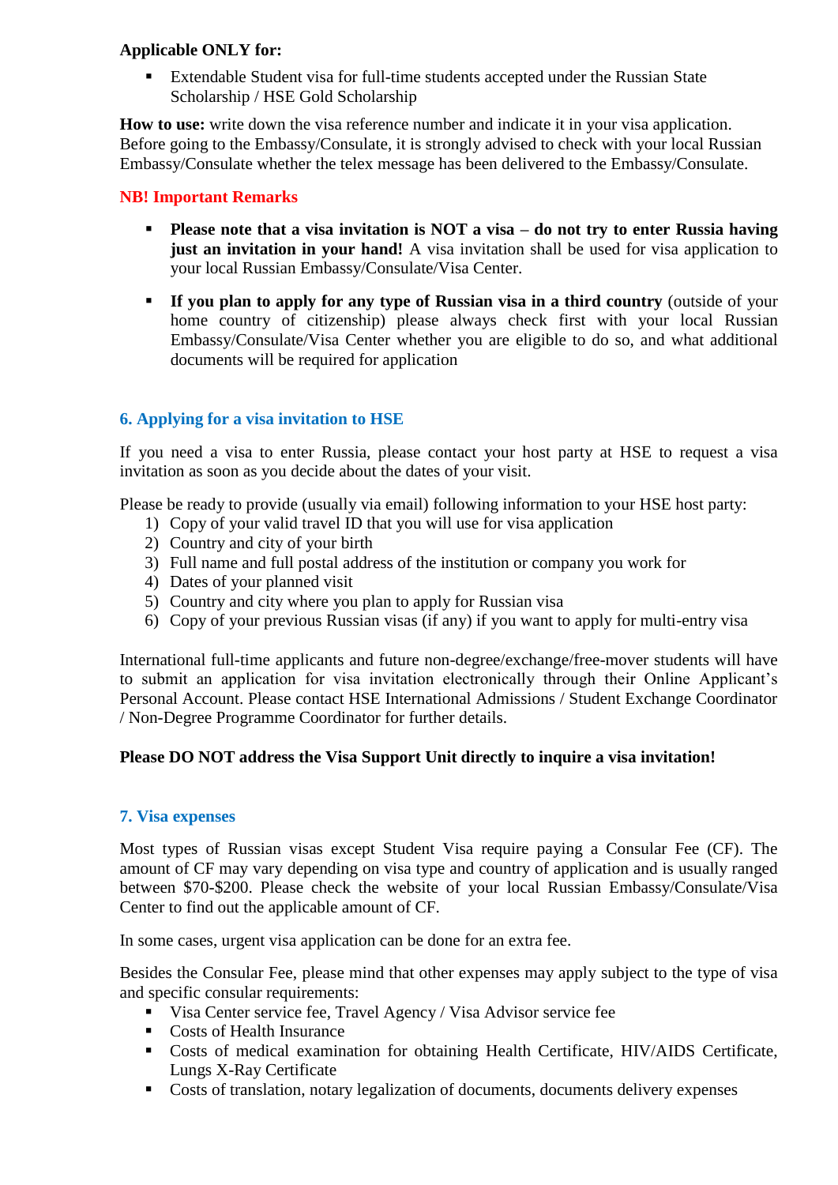**Applicable ONLY for:**

- Extendable Student visa for full-time students accepted under the Russian State Scholarship / HSE Gold Scholarship

**How to use:** write down the visa reference number and indicate it in your visa application. Before going to the Embassy/Consulate, it is strongly advised to check with your local Russian Embassy/Consulate whether the telex message has been delivered to the Embassy/Consulate.

**NB! Important Remarks**

- **Please note that a visa invitation is NOT a visa – do not try to enter Russia having just an invitation in your hand!** A visa invitation shall be used for visa application to your local Russian Embassy/Consulate/Visa Center.
- **If you plan to apply for any type of Russian visa in a third country** (outside of your home country of citizenship) please always check first with your local Russian Embassy/Consulate/Visa Center whether you are eligible to do so, and what additional documents will be required for application

## 6. Applying for a visa invitation to HSE

If you need a visa to enter Russia, please contact your host party at HSE to request a visa invitation as soon as you decide about the dates of your visit.

Please be ready to provide (usually via email) following information to your HSE host party:

1) Copy of your valid travel ID that you will use for visa application
2) Country and city of your birth
3) Full name and full postal address of the institution or company you work for
4) Dates of your planned visit
5) Country and city where you plan to apply for Russian visa
6) Copy of your previous Russian visas (if any) if you want to apply for multi-entry visa

International full-time applicants and future non-degree/exchange/free-mover students will have to submit an application for visa invitation electronically through their Online Applicant's Personal Account. Please contact HSE International Admissions / Student Exchange Coordinator / Non-Degree Programme Coordinator for further details.

**Please DO NOT address the Visa Support Unit directly to inquire a visa invitation!**

## 7. Visa expenses

Most types of Russian visas except Student Visa require paying a Consular Fee (CF). The amount of CF may vary depending on visa type and country of application and is usually ranged between $70-$200. Please check the website of your local Russian Embassy/Consulate/Visa Center to find out the applicable amount of CF.

In some cases, urgent visa application can be done for an extra fee.

Besides the Consular Fee, please mind that other expenses may apply subject to the type of visa and specific consular requirements:

- Visa Center service fee, Travel Agency / Visa Advisor service fee
- Costs of Health Insurance
- Costs of medical examination for obtaining Health Certificate, HIV/AIDS Certificate, Lungs X-Ray Certificate
- Costs of translation, notary legalization of documents, documents delivery expenses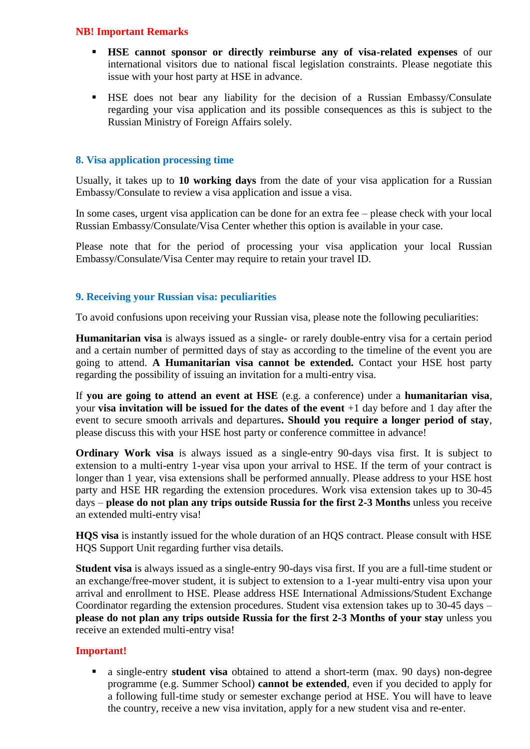**NB! Important Remarks**

- **HSE cannot sponsor or directly reimburse any of visa-related expenses** of our international visitors due to national fiscal legislation constraints. Please negotiate this issue with your host party at HSE in advance.
- HSE does not bear any liability for the decision of a Russian Embassy/Consulate regarding your visa application and its possible consequences as this is subject to the Russian Ministry of Foreign Affairs solely.

## 8. Visa application processing time

Usually, it takes up to **10 working days** from the date of your visa application for a Russian Embassy/Consulate to review a visa application and issue a visa.

In some cases, urgent visa application can be done for an extra fee – please check with your local Russian Embassy/Consulate/Visa Center whether this option is available in your case.

Please note that for the period of processing your visa application your local Russian Embassy/Consulate/Visa Center may require to retain your travel ID.

## 9. Receiving your Russian visa: peculiarities

To avoid confusions upon receiving your Russian visa, please note the following peculiarities:

**Humanitarian visa** is always issued as a single- or rarely double-entry visa for a certain period and a certain number of permitted days of stay as according to the timeline of the event you are going to attend. **A Humanitarian visa cannot be extended.** Contact your HSE host party regarding the possibility of issuing an invitation for a multi-entry visa.

If **you are going to attend an event at HSE** (e.g. a conference) under a **humanitarian visa**, your **visa invitation will be issued for the dates of the event** +1 day before and 1 day after the event to secure smooth arrivals and departures**. Should you require a longer period of stay**, please discuss this with your HSE host party or conference committee in advance!

**Ordinary Work visa** is always issued as a single-entry 90-days visa first. It is subject to extension to a multi-entry 1-year visa upon your arrival to HSE. If the term of your contract is longer than 1 year, visa extensions shall be performed annually. Please address to your HSE host party and HSE HR regarding the extension procedures. Work visa extension takes up to 30-45 days – **please do not plan any trips outside Russia for the first 2-3 Months** unless you receive an extended multi-entry visa!

**HQS visa** is instantly issued for the whole duration of an HQS contract. Please consult with HSE HQS Support Unit regarding further visa details.

**Student visa** is always issued as a single-entry 90-days visa first. If you are a full-time student or an exchange/free-mover student, it is subject to extension to a 1-year multi-entry visa upon your arrival and enrollment to HSE. Please address HSE International Admissions/Student Exchange Coordinator regarding the extension procedures. Student visa extension takes up to 30-45 days – **please do not plan any trips outside Russia for the first 2-3 Months of your stay** unless you receive an extended multi-entry visa!

**Important!**

- a single-entry **student visa** obtained to attend a short-term (max. 90 days) non-degree programme (e.g. Summer School) **cannot be extended**, even if you decided to apply for a following full-time study or semester exchange period at HSE. You will have to leave the country, receive a new visa invitation, apply for a new student visa and re-enter.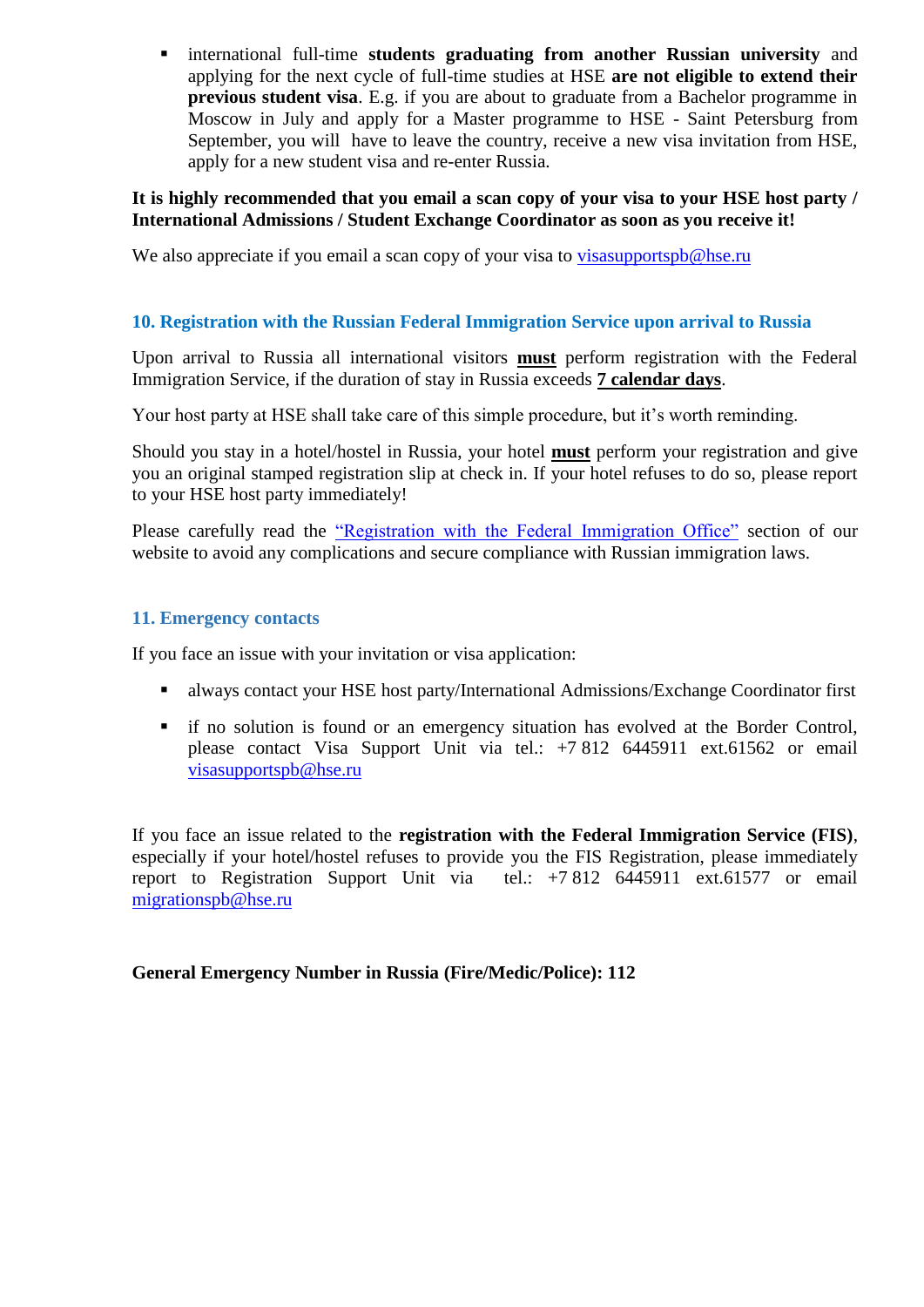- international full-time **students graduating from another Russian university** and applying for the next cycle of full-time studies at HSE **are not eligible to extend their previous student visa**. E.g. if you are about to graduate from a Bachelor programme in Moscow in July and apply for a Master programme to HSE - Saint Petersburg from September, you will have to leave the country, receive a new visa invitation from HSE, apply for a new student visa and re-enter Russia.

**It is highly recommended that you email a scan copy of your visa to your HSE host party / International Admissions / Student Exchange Coordinator as soon as you receive it!**

We also appreciate if you email a scan copy of your visa to visasupportspb@hse.ru

## 10. Registration with the Russian Federal Immigration Service upon arrival to Russia

Upon arrival to Russia all international visitors **must** perform registration with the Federal Immigration Service, if the duration of stay in Russia exceeds **7 calendar days**.

Your host party at HSE shall take care of this simple procedure, but it's worth reminding.

Should you stay in a hotel/hostel in Russia, your hotel **must** perform your registration and give you an original stamped registration slip at check in. If your hotel refuses to do so, please report to your HSE host party immediately!

Please carefully read the "Registration with the Federal Immigration Office" section of our website to avoid any complications and secure compliance with Russian immigration laws.

## 11. Emergency contacts

If you face an issue with your invitation or visa application:

- always contact your HSE host party/International Admissions/Exchange Coordinator first
- if no solution is found or an emergency situation has evolved at the Border Control, please contact Visa Support Unit via tel.: +7 812 6445911 ext.61562 or email visasupportspb@hse.ru

If you face an issue related to the **registration with the Federal Immigration Service (FIS)**, especially if your hotel/hostel refuses to provide you the FIS Registration, please immediately report to Registration Support Unit via tel.: +7 812 6445911 ext.61577 or email migrationspb@hse.ru

**General Emergency Number in Russia (Fire/Medic/Police): 112**